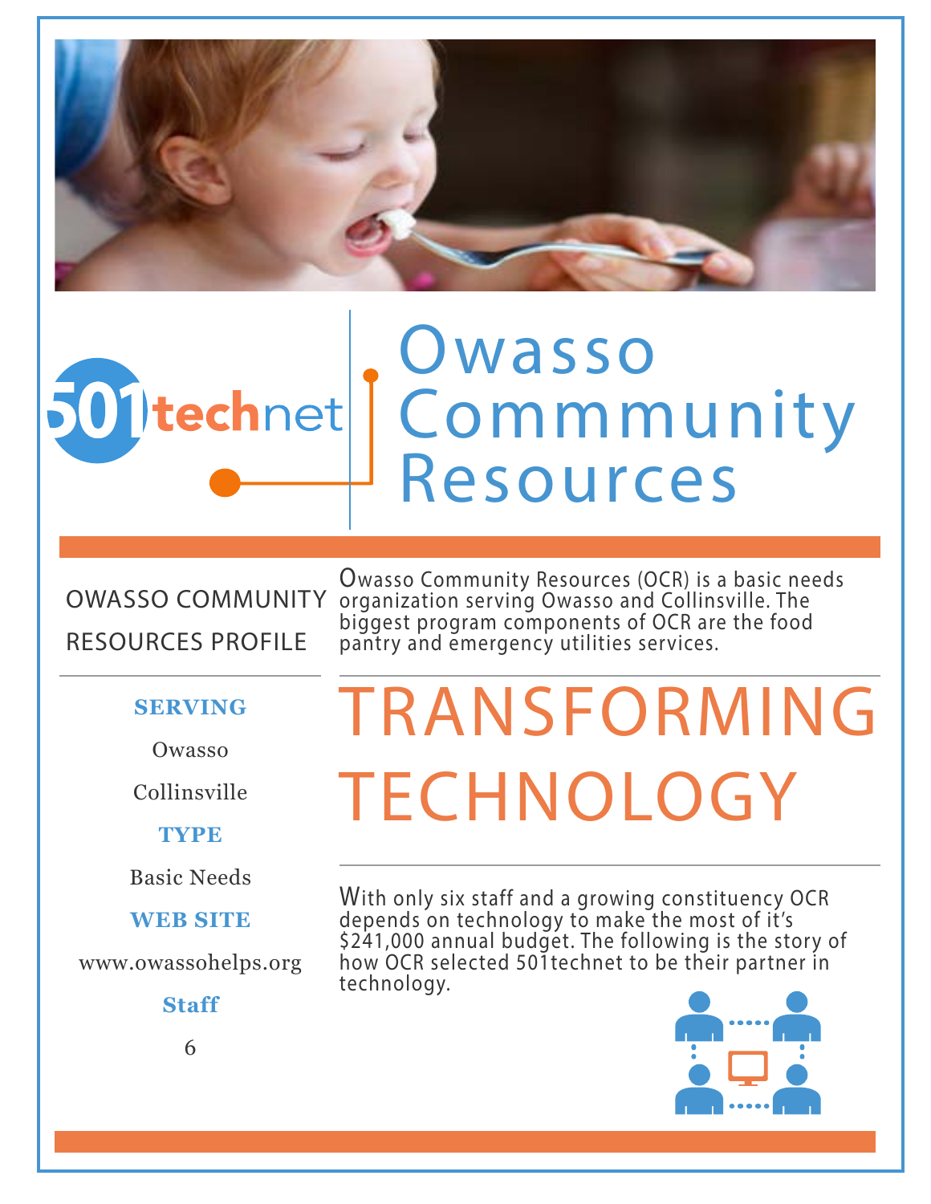501technet

# Owasso Commmunity Resources

## OWASSO COMMUNITY RESOURCES PROFILE

Owasso Community Resources (OCR) is a basic needs organization serving Owasso and Collinsville. The biggest program components of OCR are the food pantry and emergency utilities services.

**SERVING**

Owasso

Collinsville

**TYPE**

Basic Needs

**WEB SITE**

www.owassohelps.org

**Staff**

6

# TRANSFORMING TECHNOLOGY

With only six staff and a growing constituency OCR depends on technology to make the most of it's $241,000 annual budget. The following is the story of how OCR selected 501technet to be their partner in technology.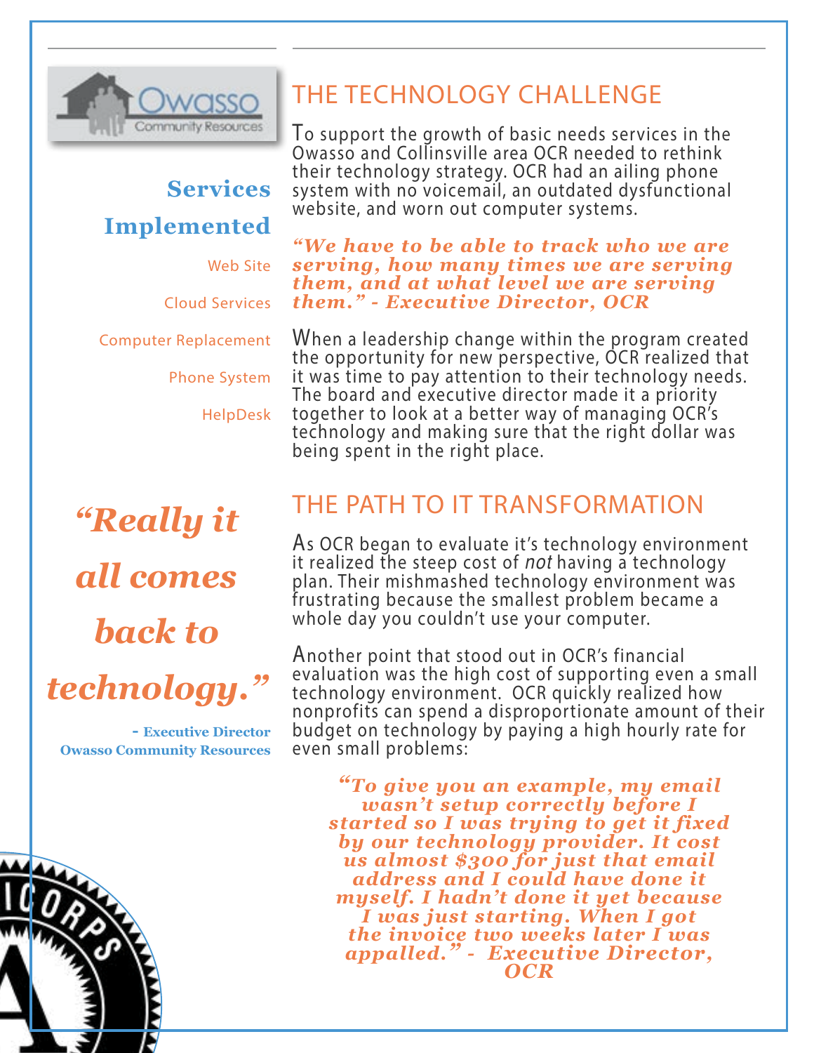## Services Implemented

Web Site

Cloud Services

Computer Replacement

Phone System

HelpDesk

***"Really it all comes back to technology."***

**- Executive Director**
**Owasso Community Resources**

## THE TECHNOLOGY CHALLENGE

To support the growth of basic needs services in the Owasso and Collinsville area OCR needed to rethink their technology strategy. OCR had an ailing phone system with no voicemail, an outdated dysfunctional website, and worn out computer systems.

***"We have to be able to track who we are serving, how many times we are serving them, and at what level we are serving them." - Executive Director, OCR***

When a leadership change within the program created the opportunity for new perspective, OCR realized that it was time to pay attention to their technology needs. The board and executive director made it a priority together to look at a better way of managing OCR's technology and making sure that the right dollar was being spent in the right place.

## THE PATH TO IT TRANSFORMATION

As OCR began to evaluate it's technology environment it realized the steep cost of *not* having a technology plan. Their mishmashed technology environment was frustrating because the smallest problem became a whole day you couldn't use your computer.

Another point that stood out in OCR's financial evaluation was the high cost of supporting even a small technology environment. OCR quickly realized how nonprofits can spend a disproportionate amount of their budget on technology by paying a high hourly rate for even small problems:

***"To give you an example, my email wasn't setup correctly before I started so I was trying to get it fixed by our technology provider. It cost us almost $300 for just that email address and I could have done it myself. I hadn't done it yet because I was just starting. When I got the invoice two weeks later I was appalled." - Executive Director, OCR***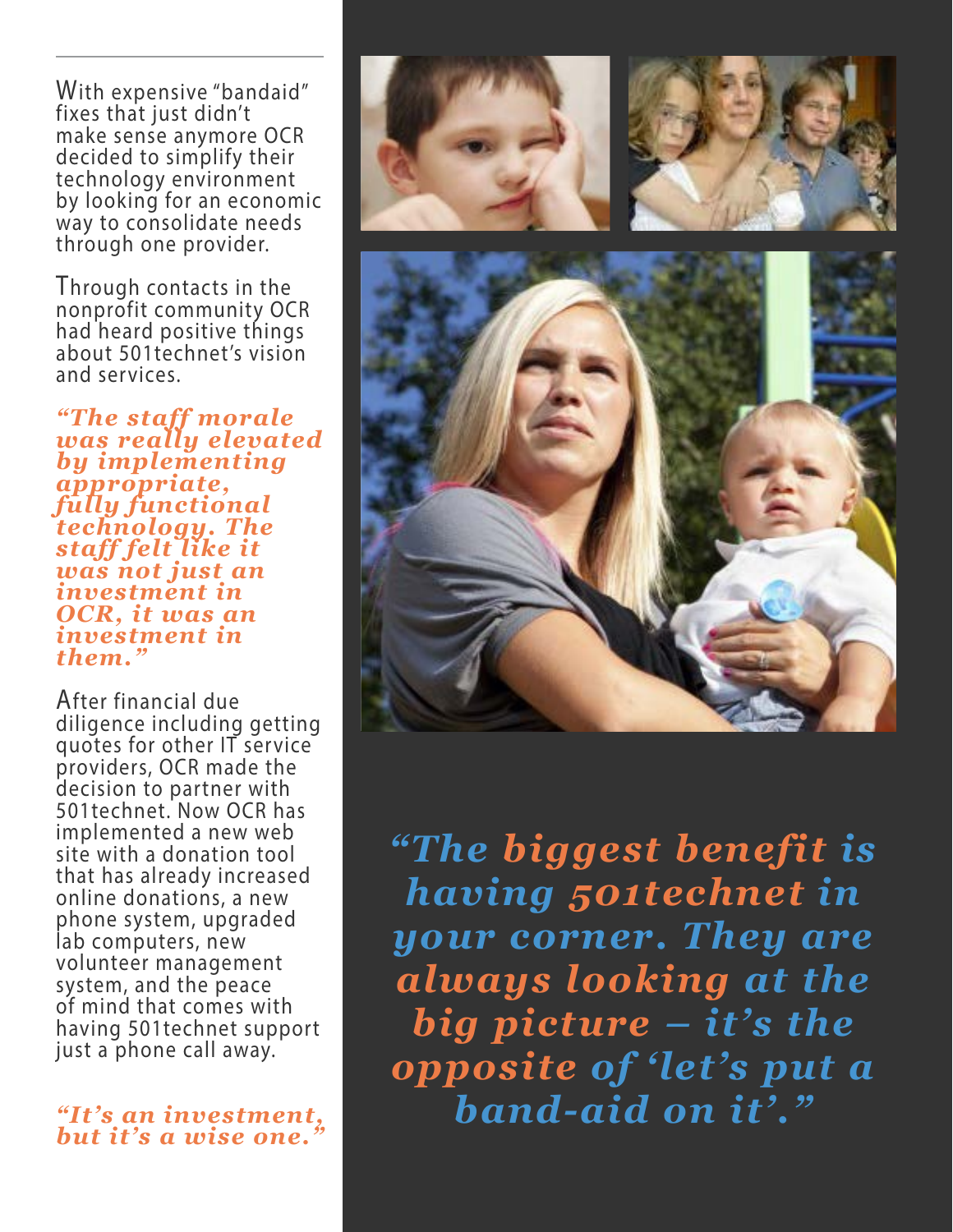With expensive "bandaid" fixes that just didn't make sense anymore OCR decided to simplify their technology environment by looking for an economic way to consolidate needs through one provider.

Through contacts in the nonprofit community OCR had heard positive things about 501technet's vision and services.

***"The staff morale was really elevated by implementing appropriate, fully functional technology. The staff felt like it was not just an investment in OCR, it was an investment in them."***

After financial due diligence including getting quotes for other IT service providers, OCR made the decision to partner with 501technet. Now OCR has implemented a new web site with a donation tool that has already increased online donations, a new phone system, upgraded lab computers, new volunteer management system, and the peace of mind that comes with having 501technet support just a phone call away.

***"It's an investment, but it's a wise one."***

***"The biggest benefit is having 501technet in your corner. They are always looking at the big picture – it's the opposite of 'let's put a band-aid on it'."***